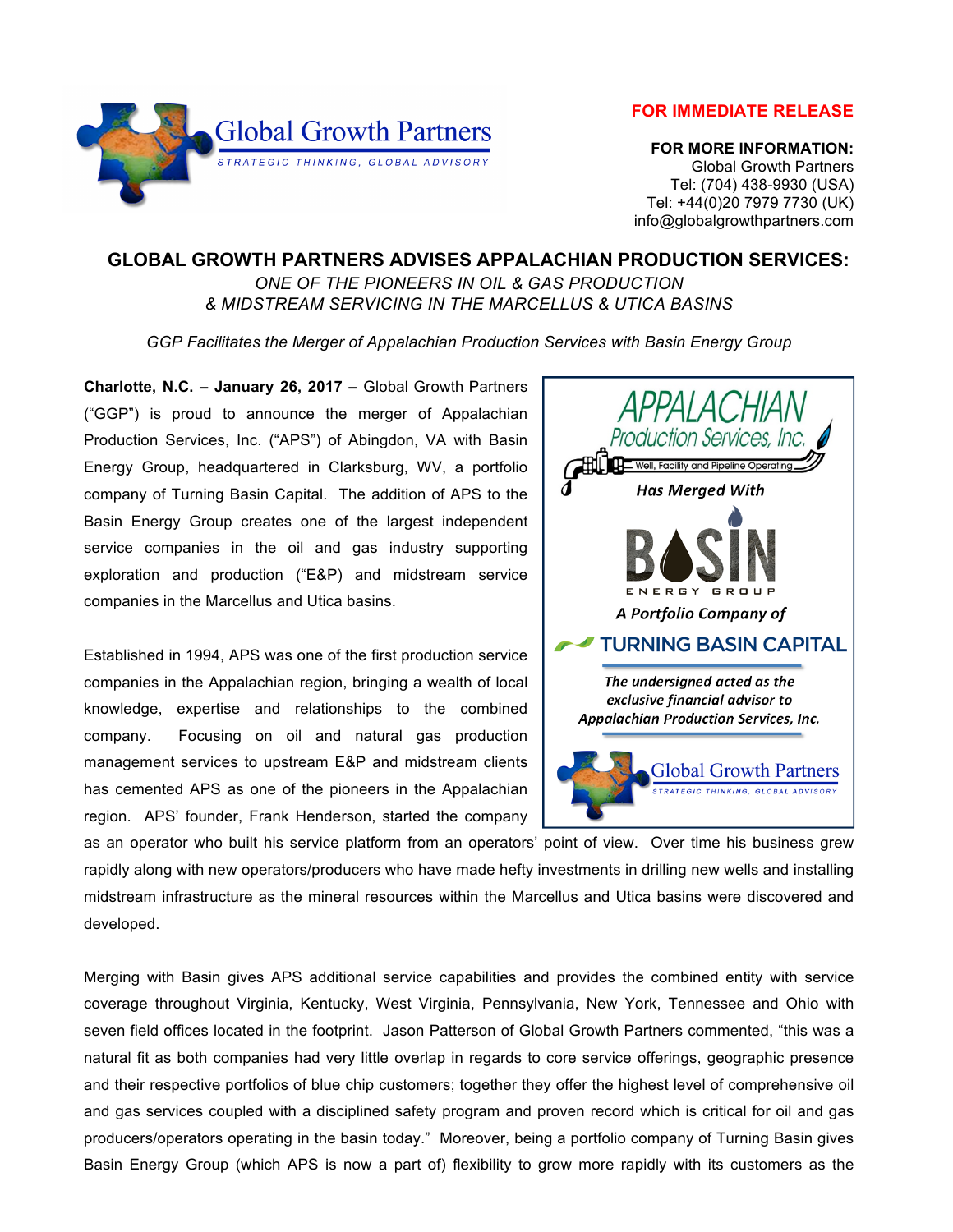Global Growth Partners
STRATEGIC THINKING, GLOBAL ADVISORY

**FOR IMMEDIATE RELEASE**

**FOR MORE INFORMATION:**
Global Growth Partners
Tel: (704) 438-9930 (USA)
Tel: +44(0)20 7979 7730 (UK)
info@globalgrowthpartners.com

# GLOBAL GROWTH PARTNERS ADVISES APPALACHIAN PRODUCTION SERVICES:

*ONE OF THE PIONEERS IN OIL & GAS PRODUCTION & MIDSTREAM SERVICING IN THE MARCELLUS & UTICA BASINS*

*GGP Facilitates the Merger of Appalachian Production Services with Basin Energy Group*

**Charlotte, N.C. – January 26, 2017 –** Global Growth Partners ("GGP") is proud to announce the merger of Appalachian Production Services, Inc. ("APS") of Abingdon, VA with Basin Energy Group, headquartered in Clarksburg, WV, a portfolio company of Turning Basin Capital. The addition of APS to the Basin Energy Group creates one of the largest independent service companies in the oil and gas industry supporting exploration and production ("E&P) and midstream service companies in the Marcellus and Utica basins.

> APPALACHIAN Production Services, Inc.
> Well, Facility and Pipeline Operating
> *Has Merged With*
> BASIN ENERGY GROUP
> *A Portfolio Company of*
> TURNING BASIN CAPITAL
> *The undersigned acted as the exclusive financial advisor to Appalachian Production Services, Inc.*
> Global Growth Partners
> STRATEGIC THINKING, GLOBAL ADVISORY

Established in 1994, APS was one of the first production service companies in the Appalachian region, bringing a wealth of local knowledge, expertise and relationships to the combined company. Focusing on oil and natural gas production management services to upstream E&P and midstream clients has cemented APS as one of the pioneers in the Appalachian region. APS' founder, Frank Henderson, started the company as an operator who built his service platform from an operators' point of view. Over time his business grew rapidly along with new operators/producers who have made hefty investments in drilling new wells and installing midstream infrastructure as the mineral resources within the Marcellus and Utica basins were discovered and developed.

Merging with Basin gives APS additional service capabilities and provides the combined entity with service coverage throughout Virginia, Kentucky, West Virginia, Pennsylvania, New York, Tennessee and Ohio with seven field offices located in the footprint. Jason Patterson of Global Growth Partners commented, "this was a natural fit as both companies had very little overlap in regards to core service offerings, geographic presence and their respective portfolios of blue chip customers; together they offer the highest level of comprehensive oil and gas services coupled with a disciplined safety program and proven record which is critical for oil and gas producers/operators operating in the basin today." Moreover, being a portfolio company of Turning Basin gives Basin Energy Group (which APS is now a part of) flexibility to grow more rapidly with its customers as the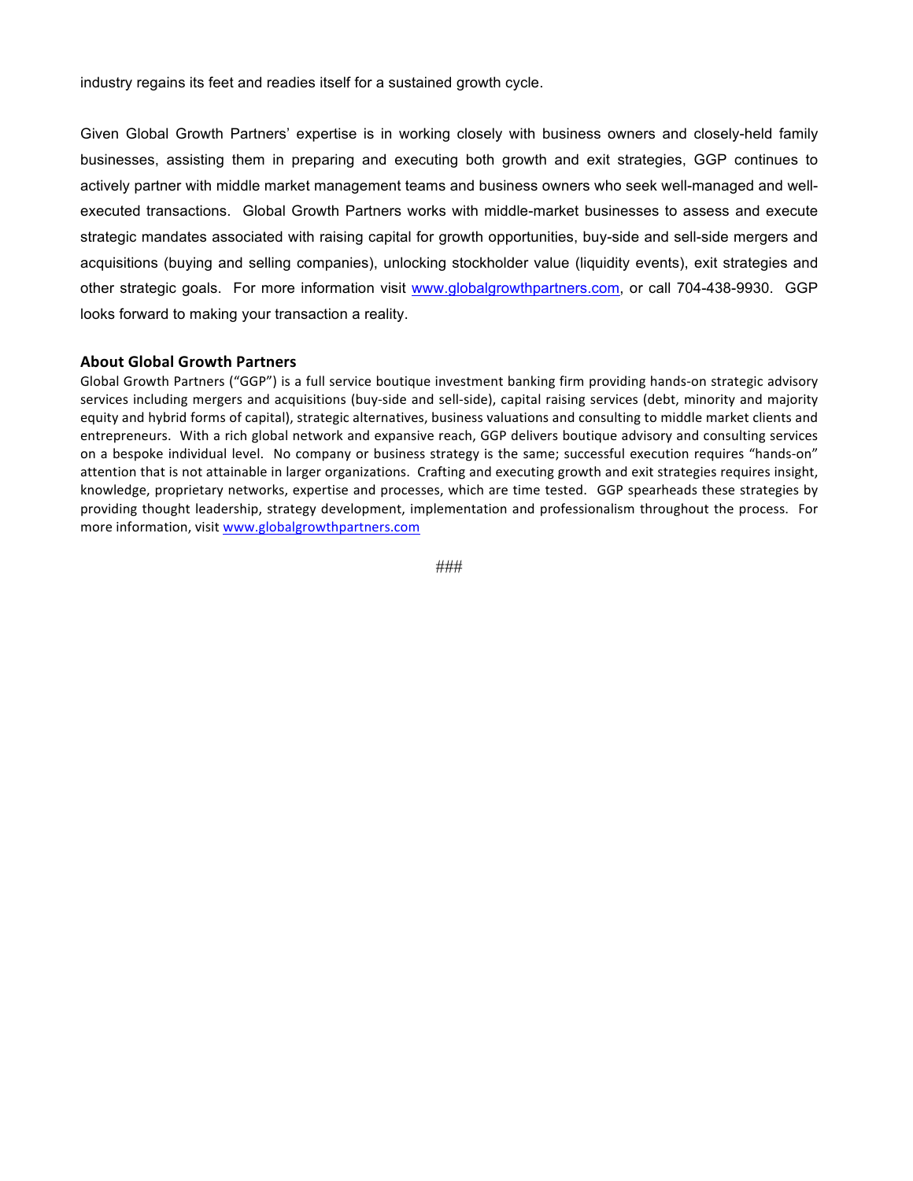industry regains its feet and readies itself for a sustained growth cycle.

Given Global Growth Partners' expertise is in working closely with business owners and closely-held family businesses, assisting them in preparing and executing both growth and exit strategies, GGP continues to actively partner with middle market management teams and business owners who seek well-managed and well-executed transactions. Global Growth Partners works with middle-market businesses to assess and execute strategic mandates associated with raising capital for growth opportunities, buy-side and sell-side mergers and acquisitions (buying and selling companies), unlocking stockholder value (liquidity events), exit strategies and other strategic goals. For more information visit www.globalgrowthpartners.com, or call 704-438-9930. GGP looks forward to making your transaction a reality.

**About Global Growth Partners**

Global Growth Partners ("GGP") is a full service boutique investment banking firm providing hands-on strategic advisory services including mergers and acquisitions (buy-side and sell-side), capital raising services (debt, minority and majority equity and hybrid forms of capital), strategic alternatives, business valuations and consulting to middle market clients and entrepreneurs. With a rich global network and expansive reach, GGP delivers boutique advisory and consulting services on a bespoke individual level. No company or business strategy is the same; successful execution requires "hands-on" attention that is not attainable in larger organizations. Crafting and executing growth and exit strategies requires insight, knowledge, proprietary networks, expertise and processes, which are time tested. GGP spearheads these strategies by providing thought leadership, strategy development, implementation and professionalism throughout the process. For more information, visit www.globalgrowthpartners.com

###